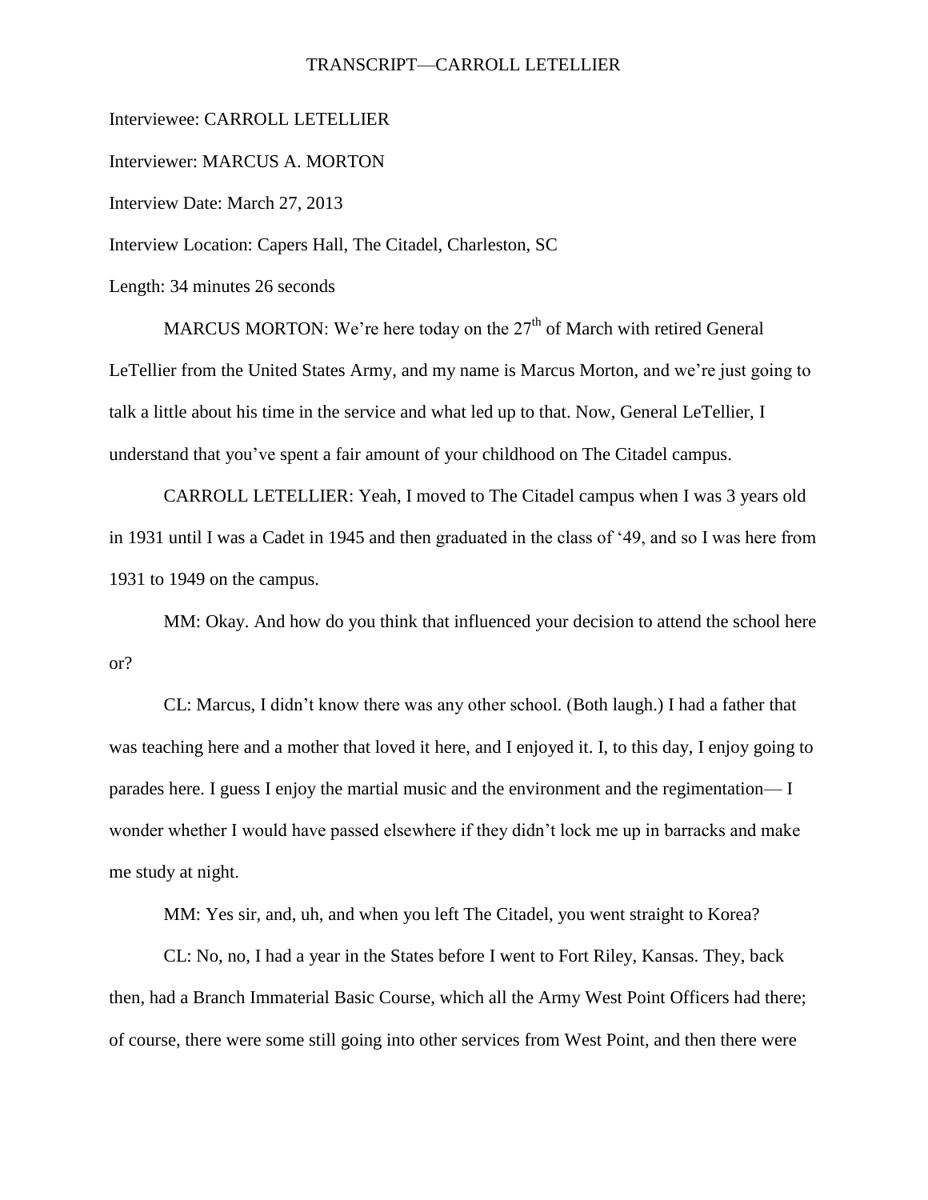# TRANSCRIPT—CARROLL LETELLIER

Interviewee: CARROLL LETELLIER

Interviewer: MARCUS A. MORTON

Interview Date: March 27, 2013

Interview Location: Capers Hall, The Citadel, Charleston, SC

Length: 34 minutes 26 seconds

MARCUS MORTON: We're here today on the 27th of March with retired General LeTellier from the United States Army, and my name is Marcus Morton, and we're just going to talk a little about his time in the service and what led up to that. Now, General LeTellier, I understand that you've spent a fair amount of your childhood on The Citadel campus.

CARROLL LETELLIER: Yeah, I moved to The Citadel campus when I was 3 years old in 1931 until I was a Cadet in 1945 and then graduated in the class of '49, and so I was here from 1931 to 1949 on the campus.

MM: Okay. And how do you think that influenced your decision to attend the school here or?

CL: Marcus, I didn't know there was any other school. (Both laugh.) I had a father that was teaching here and a mother that loved it here, and I enjoyed it. I, to this day, I enjoy going to parades here. I guess I enjoy the martial music and the environment and the regimentation— I wonder whether I would have passed elsewhere if they didn't lock me up in barracks and make me study at night.

MM: Yes sir, and, uh, and when you left The Citadel, you went straight to Korea?

CL: No, no, I had a year in the States before I went to Fort Riley, Kansas. They, back then, had a Branch Immaterial Basic Course, which all the Army West Point Officers had there; of course, there were some still going into other services from West Point, and then there were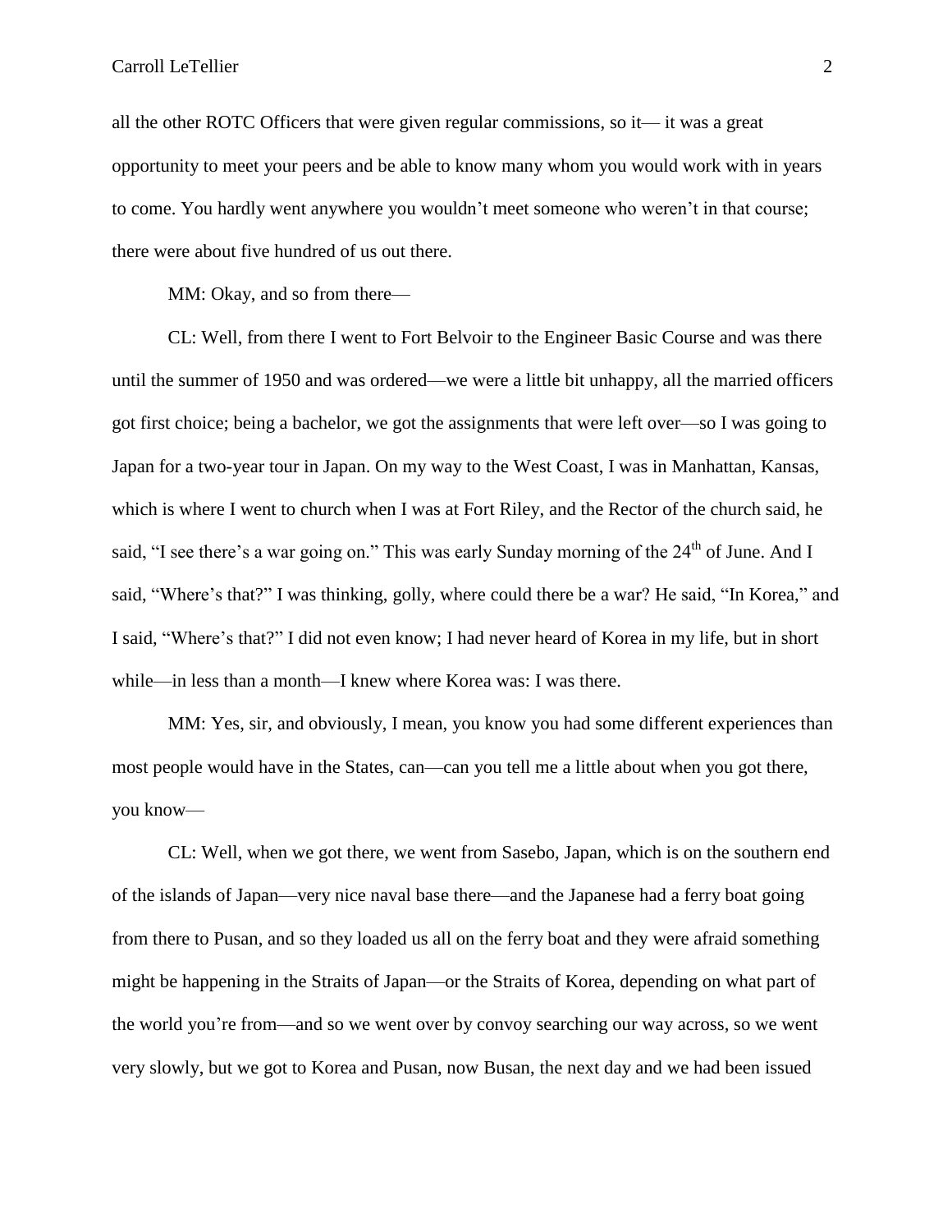all the other ROTC Officers that were given regular commissions, so it— it was a great opportunity to meet your peers and be able to know many whom you would work with in years to come. You hardly went anywhere you wouldn't meet someone who weren't in that course; there were about five hundred of us out there.

MM: Okay, and so from there—

CL: Well, from there I went to Fort Belvoir to the Engineer Basic Course and was there until the summer of 1950 and was ordered—we were a little bit unhappy, all the married officers got first choice; being a bachelor, we got the assignments that were left over—so I was going to Japan for a two-year tour in Japan. On my way to the West Coast, I was in Manhattan, Kansas, which is where I went to church when I was at Fort Riley, and the Rector of the church said, he said, "I see there's a war going on." This was early Sunday morning of the 24th of June. And I said, "Where's that?" I was thinking, golly, where could there be a war? He said, "In Korea," and I said, "Where's that?" I did not even know; I had never heard of Korea in my life, but in short while—in less than a month—I knew where Korea was: I was there.

MM: Yes, sir, and obviously, I mean, you know you had some different experiences than most people would have in the States, can—can you tell me a little about when you got there, you know—

CL: Well, when we got there, we went from Sasebo, Japan, which is on the southern end of the islands of Japan—very nice naval base there—and the Japanese had a ferry boat going from there to Pusan, and so they loaded us all on the ferry boat and they were afraid something might be happening in the Straits of Japan—or the Straits of Korea, depending on what part of the world you're from—and so we went over by convoy searching our way across, so we went very slowly, but we got to Korea and Pusan, now Busan, the next day and we had been issued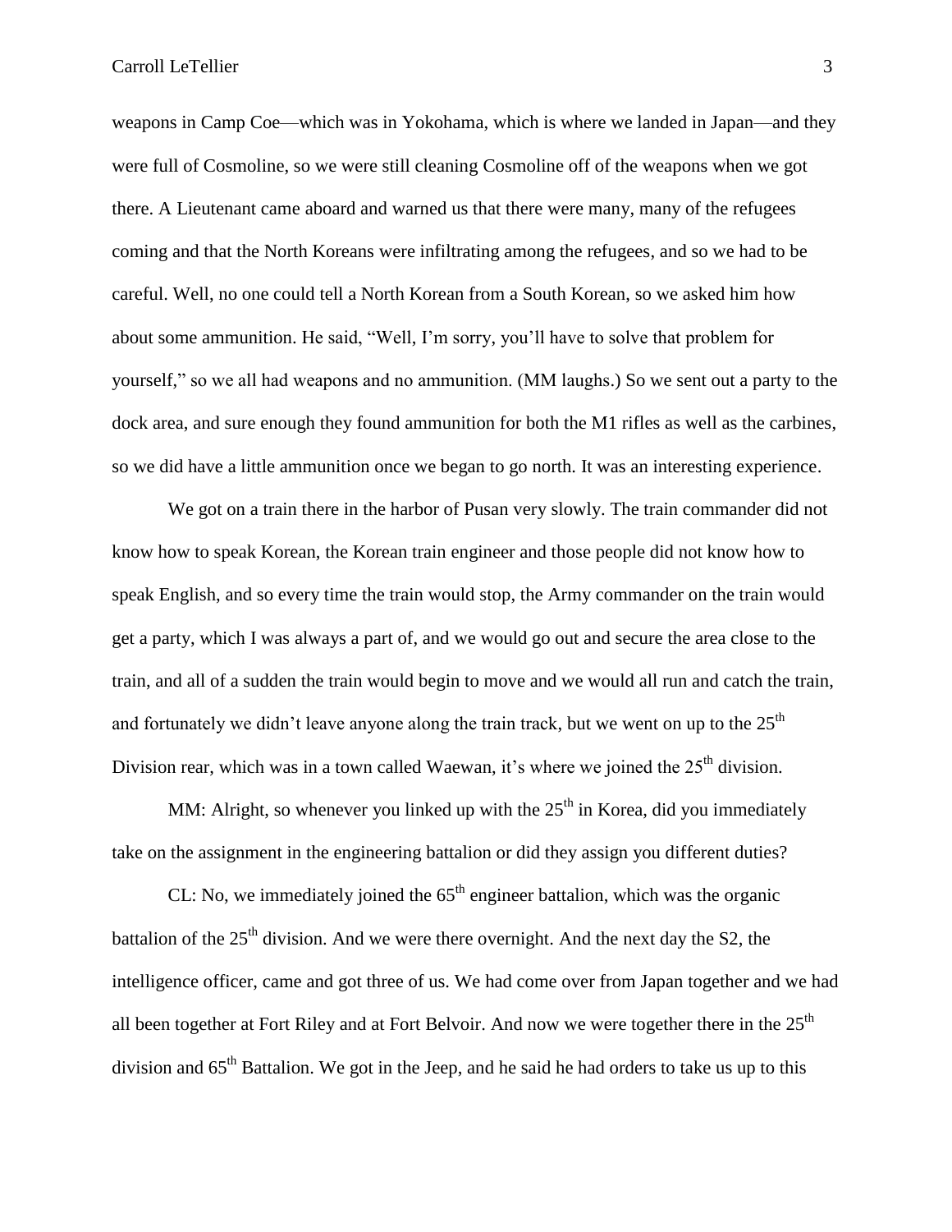weapons in Camp Coe—which was in Yokohama, which is where we landed in Japan—and they were full of Cosmoline, so we were still cleaning Cosmoline off of the weapons when we got there. A Lieutenant came aboard and warned us that there were many, many of the refugees coming and that the North Koreans were infiltrating among the refugees, and so we had to be careful. Well, no one could tell a North Korean from a South Korean, so we asked him how about some ammunition. He said, "Well, I'm sorry, you'll have to solve that problem for yourself," so we all had weapons and no ammunition. (MM laughs.) So we sent out a party to the dock area, and sure enough they found ammunition for both the M1 rifles as well as the carbines, so we did have a little ammunition once we began to go north. It was an interesting experience.

We got on a train there in the harbor of Pusan very slowly. The train commander did not know how to speak Korean, the Korean train engineer and those people did not know how to speak English, and so every time the train would stop, the Army commander on the train would get a party, which I was always a part of, and we would go out and secure the area close to the train, and all of a sudden the train would begin to move and we would all run and catch the train, and fortunately we didn't leave anyone along the train track, but we went on up to the 25th Division rear, which was in a town called Waewan, it's where we joined the 25th division.

MM: Alright, so whenever you linked up with the 25th in Korea, did you immediately take on the assignment in the engineering battalion or did they assign you different duties?

CL: No, we immediately joined the 65th engineer battalion, which was the organic battalion of the 25th division. And we were there overnight. And the next day the S2, the intelligence officer, came and got three of us. We had come over from Japan together and we had all been together at Fort Riley and at Fort Belvoir. And now we were together there in the 25th division and 65th Battalion. We got in the Jeep, and he said he had orders to take us up to this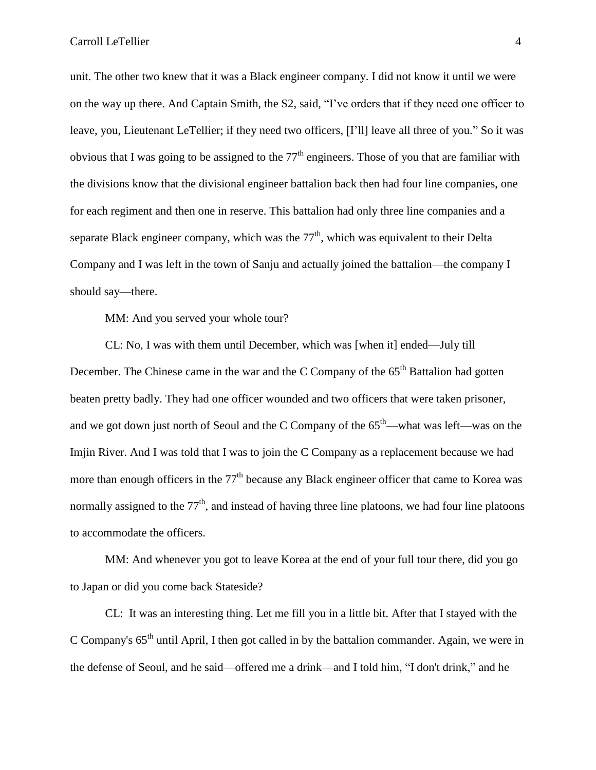unit. The other two knew that it was a Black engineer company. I did not know it until we were on the way up there. And Captain Smith, the S2, said, "I've orders that if they need one officer to leave, you, Lieutenant LeTellier; if they need two officers, [I'll] leave all three of you." So it was obvious that I was going to be assigned to the 77th engineers. Those of you that are familiar with the divisions know that the divisional engineer battalion back then had four line companies, one for each regiment and then one in reserve. This battalion had only three line companies and a separate Black engineer company, which was the 77th, which was equivalent to their Delta Company and I was left in the town of Sanju and actually joined the battalion—the company I should say—there.

MM: And you served your whole tour?

CL: No, I was with them until December, which was [when it] ended—July till December. The Chinese came in the war and the C Company of the 65th Battalion had gotten beaten pretty badly. They had one officer wounded and two officers that were taken prisoner, and we got down just north of Seoul and the C Company of the 65th—what was left—was on the Imjin River. And I was told that I was to join the C Company as a replacement because we had more than enough officers in the 77th because any Black engineer officer that came to Korea was normally assigned to the 77th, and instead of having three line platoons, we had four line platoons to accommodate the officers.

MM: And whenever you got to leave Korea at the end of your full tour there, did you go to Japan or did you come back Stateside?

CL: It was an interesting thing. Let me fill you in a little bit. After that I stayed with the C Company's 65th until April, I then got called in by the battalion commander. Again, we were in the defense of Seoul, and he said—offered me a drink—and I told him, "I don't drink," and he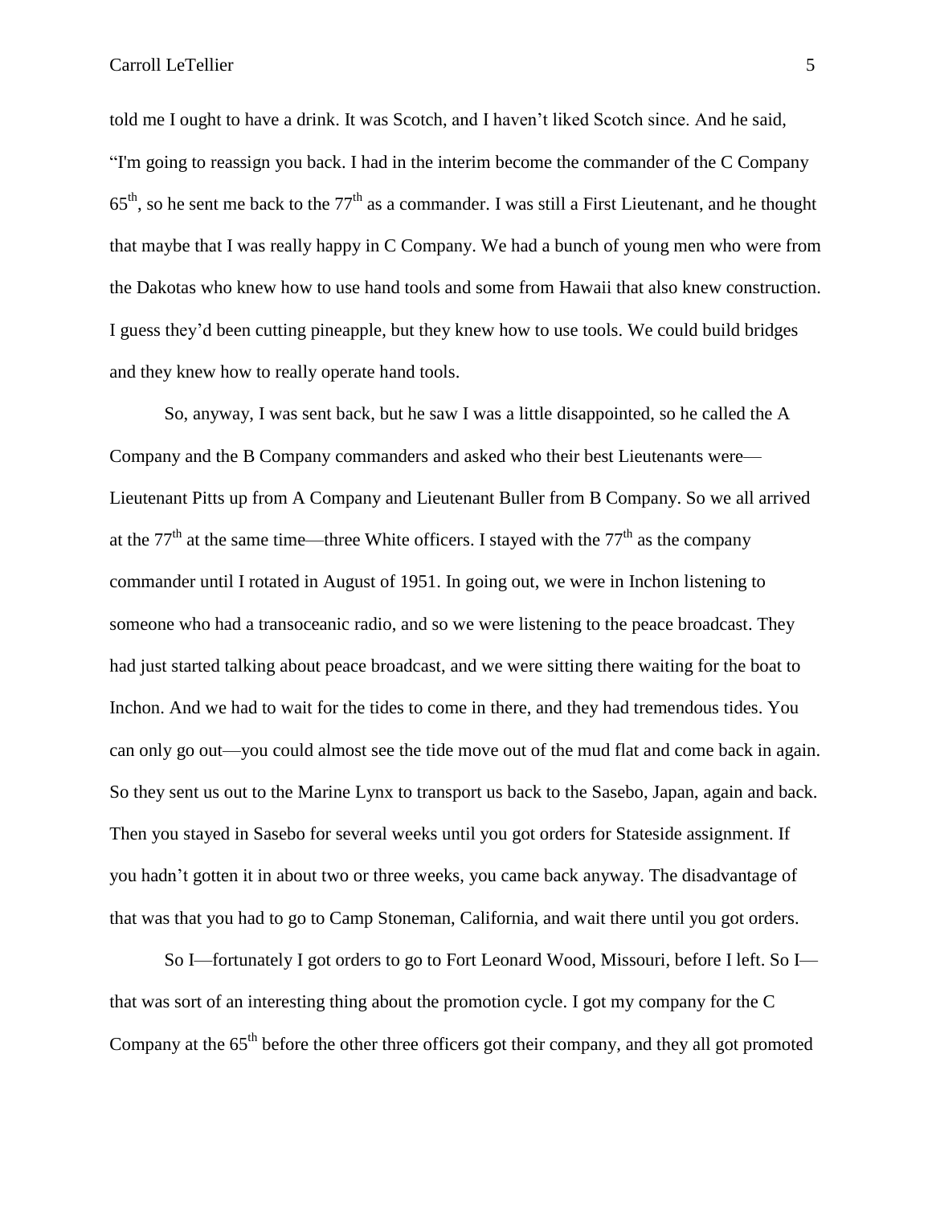told me I ought to have a drink. It was Scotch, and I haven't liked Scotch since. And he said, "I'm going to reassign you back. I had in the interim become the commander of the C Company 65th, so he sent me back to the 77th as a commander. I was still a First Lieutenant, and he thought that maybe that I was really happy in C Company. We had a bunch of young men who were from the Dakotas who knew how to use hand tools and some from Hawaii that also knew construction. I guess they'd been cutting pineapple, but they knew how to use tools. We could build bridges and they knew how to really operate hand tools.

So, anyway, I was sent back, but he saw I was a little disappointed, so he called the A Company and the B Company commanders and asked who their best Lieutenants were—Lieutenant Pitts up from A Company and Lieutenant Buller from B Company. So we all arrived at the 77th at the same time—three White officers. I stayed with the 77th as the company commander until I rotated in August of 1951. In going out, we were in Inchon listening to someone who had a transoceanic radio, and so we were listening to the peace broadcast. They had just started talking about peace broadcast, and we were sitting there waiting for the boat to Inchon. And we had to wait for the tides to come in there, and they had tremendous tides. You can only go out—you could almost see the tide move out of the mud flat and come back in again. So they sent us out to the Marine Lynx to transport us back to the Sasebo, Japan, again and back. Then you stayed in Sasebo for several weeks until you got orders for Stateside assignment. If you hadn't gotten it in about two or three weeks, you came back anyway. The disadvantage of that was that you had to go to Camp Stoneman, California, and wait there until you got orders.

So I—fortunately I got orders to go to Fort Leonard Wood, Missouri, before I left. So I—that was sort of an interesting thing about the promotion cycle. I got my company for the C Company at the 65th before the other three officers got their company, and they all got promoted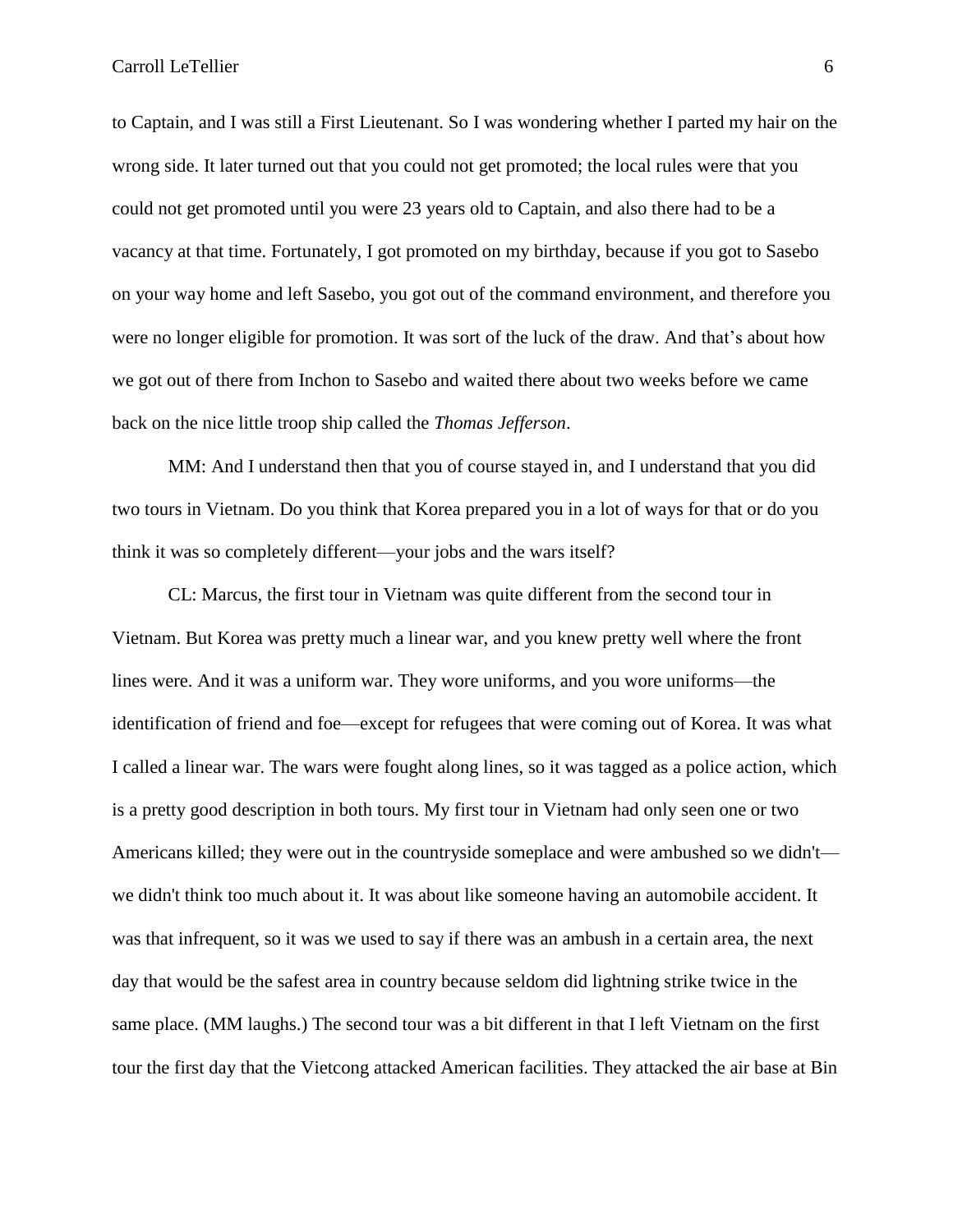to Captain, and I was still a First Lieutenant. So I was wondering whether I parted my hair on the wrong side. It later turned out that you could not get promoted; the local rules were that you could not get promoted until you were 23 years old to Captain, and also there had to be a vacancy at that time. Fortunately, I got promoted on my birthday, because if you got to Sasebo on your way home and left Sasebo, you got out of the command environment, and therefore you were no longer eligible for promotion. It was sort of the luck of the draw. And that's about how we got out of there from Inchon to Sasebo and waited there about two weeks before we came back on the nice little troop ship called the *Thomas Jefferson*.

MM: And I understand then that you of course stayed in, and I understand that you did two tours in Vietnam. Do you think that Korea prepared you in a lot of ways for that or do you think it was so completely different—your jobs and the wars itself?

CL: Marcus, the first tour in Vietnam was quite different from the second tour in Vietnam. But Korea was pretty much a linear war, and you knew pretty well where the front lines were. And it was a uniform war. They wore uniforms, and you wore uniforms—the identification of friend and foe—except for refugees that were coming out of Korea. It was what I called a linear war. The wars were fought along lines, so it was tagged as a police action, which is a pretty good description in both tours. My first tour in Vietnam had only seen one or two Americans killed; they were out in the countryside someplace and were ambushed so we didn't—we didn't think too much about it. It was about like someone having an automobile accident. It was that infrequent, so it was we used to say if there was an ambush in a certain area, the next day that would be the safest area in country because seldom did lightning strike twice in the same place. (MM laughs.) The second tour was a bit different in that I left Vietnam on the first tour the first day that the Vietcong attacked American facilities. They attacked the air base at Bin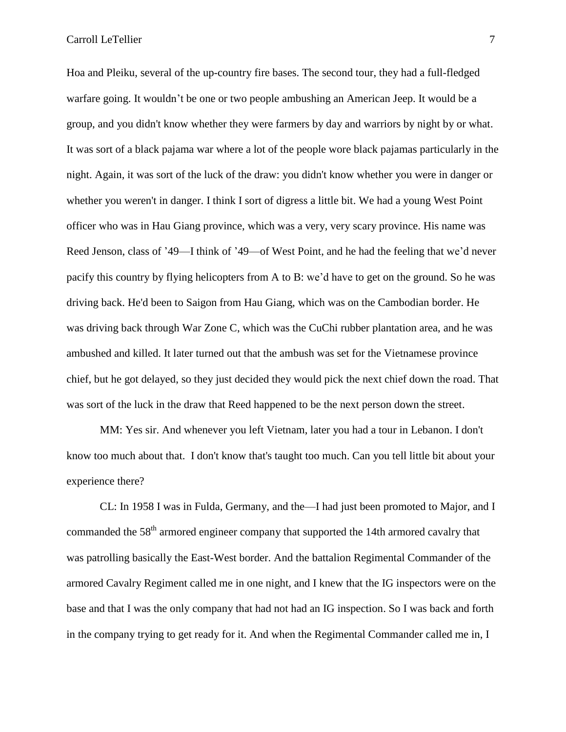Hoa and Pleiku, several of the up-country fire bases. The second tour, they had a full-fledged warfare going. It wouldn't be one or two people ambushing an American Jeep. It would be a group, and you didn't know whether they were farmers by day and warriors by night by or what. It was sort of a black pajama war where a lot of the people wore black pajamas particularly in the night. Again, it was sort of the luck of the draw: you didn't know whether you were in danger or whether you weren't in danger. I think I sort of digress a little bit. We had a young West Point officer who was in Hau Giang province, which was a very, very scary province. His name was Reed Jenson, class of '49—I think of '49—of West Point, and he had the feeling that we'd never pacify this country by flying helicopters from A to B: we'd have to get on the ground. So he was driving back. He'd been to Saigon from Hau Giang, which was on the Cambodian border. He was driving back through War Zone C, which was the CuChi rubber plantation area, and he was ambushed and killed. It later turned out that the ambush was set for the Vietnamese province chief, but he got delayed, so they just decided they would pick the next chief down the road. That was sort of the luck in the draw that Reed happened to be the next person down the street.

MM: Yes sir. And whenever you left Vietnam, later you had a tour in Lebanon. I don't know too much about that. I don't know that's taught too much. Can you tell little bit about your experience there?

CL: In 1958 I was in Fulda, Germany, and the—I had just been promoted to Major, and I commanded the 58th armored engineer company that supported the 14th armored cavalry that was patrolling basically the East-West border. And the battalion Regimental Commander of the armored Cavalry Regiment called me in one night, and I knew that the IG inspectors were on the base and that I was the only company that had not had an IG inspection. So I was back and forth in the company trying to get ready for it. And when the Regimental Commander called me in, I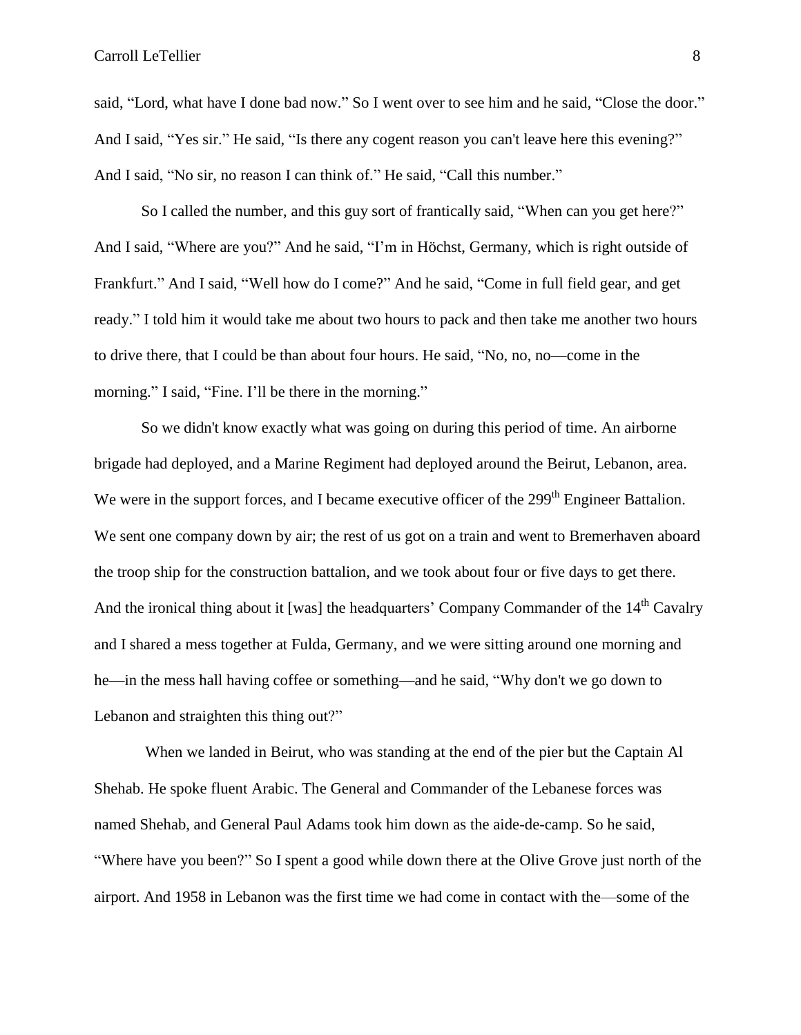said, "Lord, what have I done bad now." So I went over to see him and he said, "Close the door." And I said, "Yes sir." He said, "Is there any cogent reason you can't leave here this evening?" And I said, "No sir, no reason I can think of." He said, "Call this number."

So I called the number, and this guy sort of frantically said, "When can you get here?" And I said, "Where are you?" And he said, "I'm in Höchst, Germany, which is right outside of Frankfurt." And I said, "Well how do I come?" And he said, "Come in full field gear, and get ready." I told him it would take me about two hours to pack and then take me another two hours to drive there, that I could be than about four hours. He said, "No, no, no—come in the morning." I said, "Fine. I'll be there in the morning."

So we didn't know exactly what was going on during this period of time. An airborne brigade had deployed, and a Marine Regiment had deployed around the Beirut, Lebanon, area. We were in the support forces, and I became executive officer of the 299th Engineer Battalion. We sent one company down by air; the rest of us got on a train and went to Bremerhaven aboard the troop ship for the construction battalion, and we took about four or five days to get there. And the ironical thing about it [was] the headquarters' Company Commander of the 14th Cavalry and I shared a mess together at Fulda, Germany, and we were sitting around one morning and he—in the mess hall having coffee or something—and he said, "Why don't we go down to Lebanon and straighten this thing out?"

When we landed in Beirut, who was standing at the end of the pier but the Captain Al Shehab. He spoke fluent Arabic. The General and Commander of the Lebanese forces was named Shehab, and General Paul Adams took him down as the aide-de-camp. So he said, "Where have you been?" So I spent a good while down there at the Olive Grove just north of the airport. And 1958 in Lebanon was the first time we had come in contact with the—some of the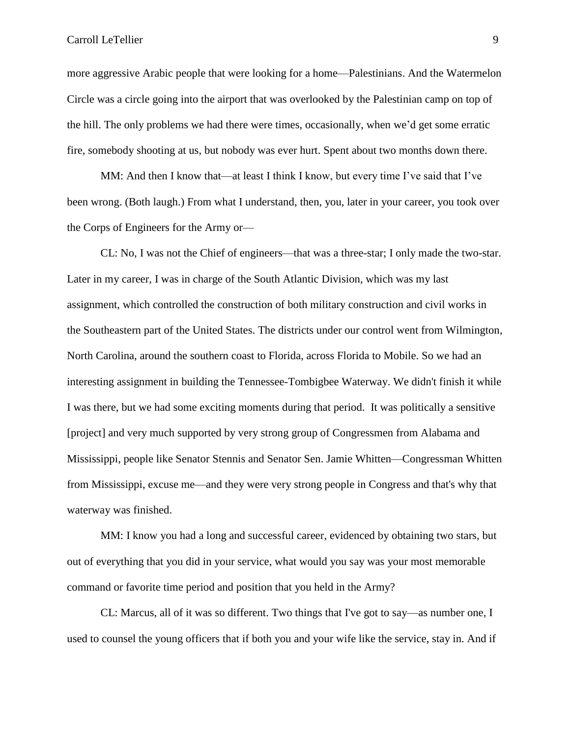more aggressive Arabic people that were looking for a home—Palestinians. And the Watermelon Circle was a circle going into the airport that was overlooked by the Palestinian camp on top of the hill. The only problems we had there were times, occasionally, when we'd get some erratic fire, somebody shooting at us, but nobody was ever hurt. Spent about two months down there.

MM: And then I know that—at least I think I know, but every time I've said that I've been wrong. (Both laugh.) From what I understand, then, you, later in your career, you took over the Corps of Engineers for the Army or—

CL: No, I was not the Chief of engineers—that was a three-star; I only made the two-star. Later in my career, I was in charge of the South Atlantic Division, which was my last assignment, which controlled the construction of both military construction and civil works in the Southeastern part of the United States. The districts under our control went from Wilmington, North Carolina, around the southern coast to Florida, across Florida to Mobile. So we had an interesting assignment in building the Tennessee-Tombigbee Waterway. We didn't finish it while I was there, but we had some exciting moments during that period.  It was politically a sensitive [project] and very much supported by very strong group of Congressmen from Alabama and Mississippi, people like Senator Stennis and Senator Sen. Jamie Whitten—Congressman Whitten from Mississippi, excuse me—and they were very strong people in Congress and that's why that waterway was finished.

MM: I know you had a long and successful career, evidenced by obtaining two stars, but out of everything that you did in your service, what would you say was your most memorable command or favorite time period and position that you held in the Army?

CL: Marcus, all of it was so different. Two things that I've got to say—as number one, I used to counsel the young officers that if both you and your wife like the service, stay in. And if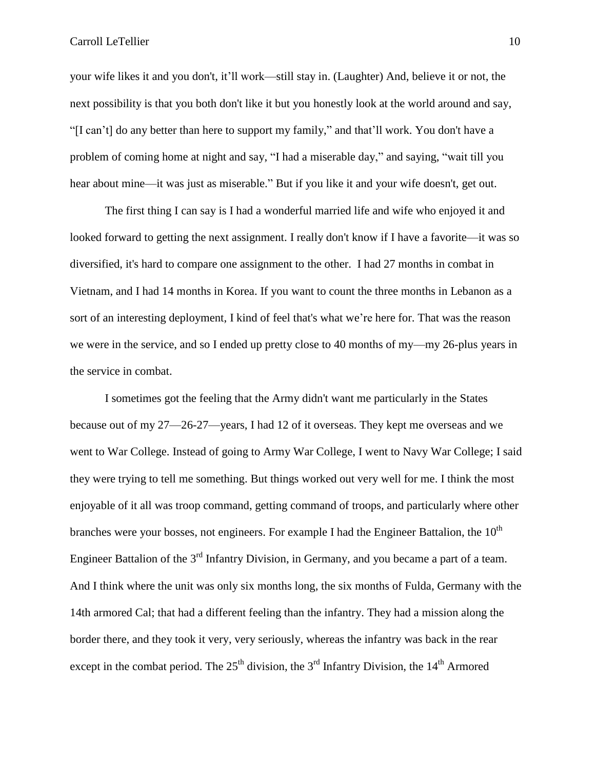your wife likes it and you don't, it'll work—still stay in. (Laughter) And, believe it or not, the next possibility is that you both don't like it but you honestly look at the world around and say, "[I can't] do any better than here to support my family," and that'll work. You don't have a problem of coming home at night and say, "I had a miserable day," and saying, "wait till you hear about mine—it was just as miserable." But if you like it and your wife doesn't, get out.

The first thing I can say is I had a wonderful married life and wife who enjoyed it and looked forward to getting the next assignment. I really don't know if I have a favorite—it was so diversified, it's hard to compare one assignment to the other. I had 27 months in combat in Vietnam, and I had 14 months in Korea. If you want to count the three months in Lebanon as a sort of an interesting deployment, I kind of feel that's what we're here for. That was the reason we were in the service, and so I ended up pretty close to 40 months of my—my 26-plus years in the service in combat.

I sometimes got the feeling that the Army didn't want me particularly in the States because out of my 27—26-27—years, I had 12 of it overseas. They kept me overseas and we went to War College. Instead of going to Army War College, I went to Navy War College; I said they were trying to tell me something. But things worked out very well for me. I think the most enjoyable of it all was troop command, getting command of troops, and particularly where other branches were your bosses, not engineers. For example I had the Engineer Battalion, the 10th Engineer Battalion of the 3rd Infantry Division, in Germany, and you became a part of a team. And I think where the unit was only six months long, the six months of Fulda, Germany with the 14th armored Cal; that had a different feeling than the infantry. They had a mission along the border there, and they took it very, very seriously, whereas the infantry was back in the rear except in the combat period. The 25th division, the 3rd Infantry Division, the 14th Armored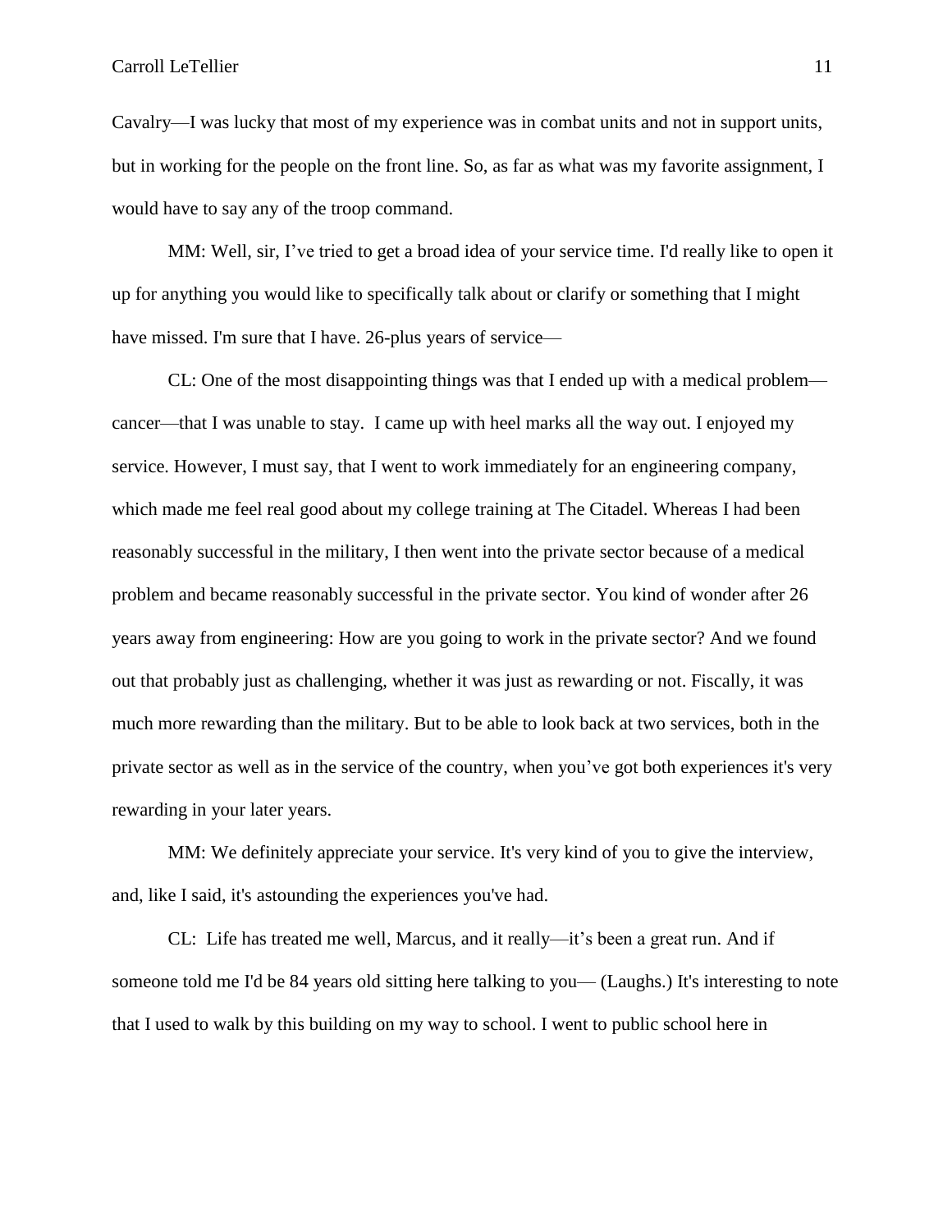Cavalry—I was lucky that most of my experience was in combat units and not in support units, but in working for the people on the front line. So, as far as what was my favorite assignment, I would have to say any of the troop command.

MM: Well, sir, I've tried to get a broad idea of your service time. I'd really like to open it up for anything you would like to specifically talk about or clarify or something that I might have missed. I'm sure that I have. 26-plus years of service—

CL: One of the most disappointing things was that I ended up with a medical problem—cancer—that I was unable to stay. I came up with heel marks all the way out. I enjoyed my service. However, I must say, that I went to work immediately for an engineering company, which made me feel real good about my college training at The Citadel. Whereas I had been reasonably successful in the military, I then went into the private sector because of a medical problem and became reasonably successful in the private sector. You kind of wonder after 26 years away from engineering: How are you going to work in the private sector? And we found out that probably just as challenging, whether it was just as rewarding or not. Fiscally, it was much more rewarding than the military. But to be able to look back at two services, both in the private sector as well as in the service of the country, when you've got both experiences it's very rewarding in your later years.

MM: We definitely appreciate your service. It's very kind of you to give the interview, and, like I said, it's astounding the experiences you've had.

CL: Life has treated me well, Marcus, and it really—it's been a great run. And if someone told me I'd be 84 years old sitting here talking to you— (Laughs.) It's interesting to note that I used to walk by this building on my way to school. I went to public school here in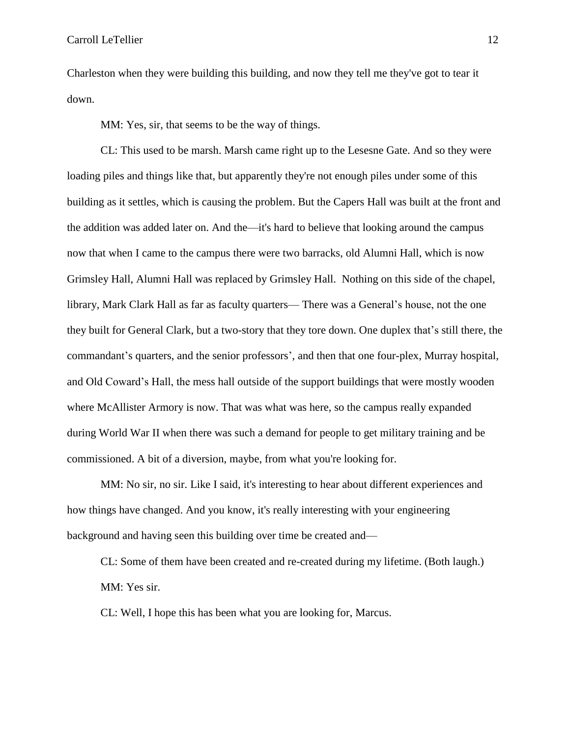Charleston when they were building this building, and now they tell me they've got to tear it down.

MM: Yes, sir, that seems to be the way of things.

CL: This used to be marsh. Marsh came right up to the Lesesne Gate. And so they were loading piles and things like that, but apparently they're not enough piles under some of this building as it settles, which is causing the problem. But the Capers Hall was built at the front and the addition was added later on. And the—it's hard to believe that looking around the campus now that when I came to the campus there were two barracks, old Alumni Hall, which is now Grimsley Hall, Alumni Hall was replaced by Grimsley Hall.  Nothing on this side of the chapel, library, Mark Clark Hall as far as faculty quarters— There was a General's house, not the one they built for General Clark, but a two-story that they tore down. One duplex that's still there, the commandant's quarters, and the senior professors', and then that one four-plex, Murray hospital, and Old Coward's Hall, the mess hall outside of the support buildings that were mostly wooden where McAllister Armory is now. That was what was here, so the campus really expanded during World War II when there was such a demand for people to get military training and be commissioned. A bit of a diversion, maybe, from what you're looking for.

MM: No sir, no sir. Like I said, it's interesting to hear about different experiences and how things have changed. And you know, it's really interesting with your engineering background and having seen this building over time be created and—

CL: Some of them have been created and re-created during my lifetime. (Both laugh.)

MM: Yes sir.

CL: Well, I hope this has been what you are looking for, Marcus.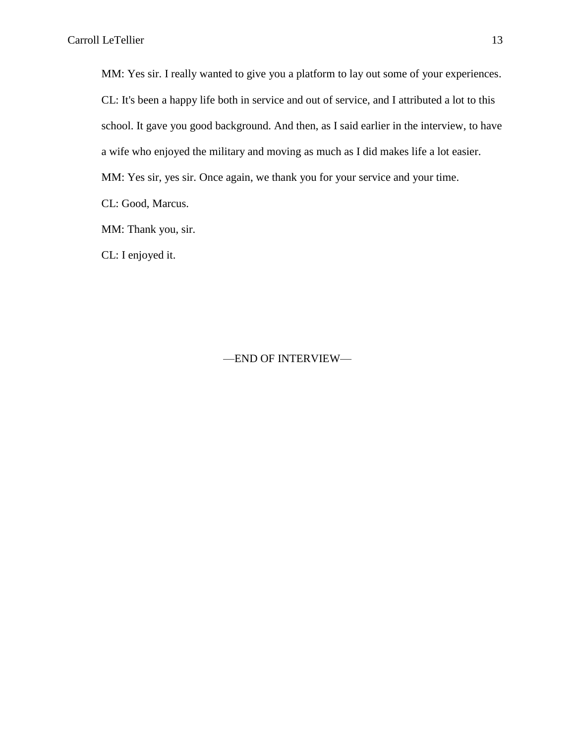MM: Yes sir. I really wanted to give you a platform to lay out some of your experiences.

CL: It's been a happy life both in service and out of service, and I attributed a lot to this school. It gave you good background. And then, as I said earlier in the interview, to have a wife who enjoyed the military and moving as much as I did makes life a lot easier.

MM: Yes sir, yes sir. Once again, we thank you for your service and your time.

CL: Good, Marcus.

MM: Thank you, sir.

CL: I enjoyed it.

—END OF INTERVIEW—